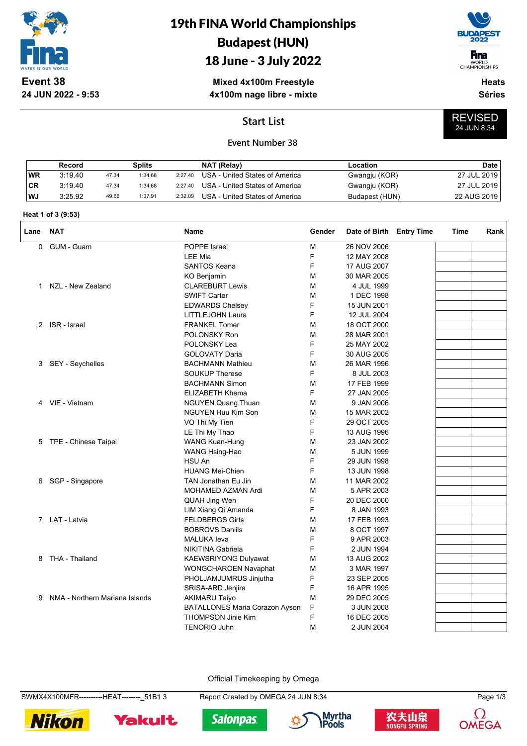# 19th FINA World Championships
# Budapest (HUN)
# 18 June - 3 July 2022

**Event 38**
**24 JUN 2022 - 9:53**

**Mixed 4x100m Freestyle**
**4x100m nage libre - mixte**

**Heats**
**Séries**

## Start List

**REVISED**
24 JUN 8:34

**Event Number 38**

| | Record | Splits | | | NAT (Relay) | Location | Date |
|---|---|---|---|---|---|---|---|
| WR | 3:19.40 | 47.34 | 1:34.68 | 2:27.40 | USA - United States of America | Gwangju (KOR) | 27 JUL 2019 |
| CR | 3:19.40 | 47.34 | 1:34.68 | 2:27.40 | USA - United States of America | Gwangju (KOR) | 27 JUL 2019 |
| WJ | 3:25.92 | 49.66 | 1:37.91 | 2:32.09 | USA - United States of America | Budapest (HUN) | 22 AUG 2019 |

**Heat 1 of 3 (9:53)**

| Lane | NAT | Name | Gender | Date of Birth | Entry Time | Time | Rank |
|---|---|---|---|---|---|---|---|
| 0 | GUM - Guam | POPPE Israel | M | 26 NOV 2006 | | | |
| | | LEE Mia | F | 12 MAY 2008 | | | |
| | | SANTOS Keana | F | 17 AUG 2007 | | | |
| | | KO Benjamin | M | 30 MAR 2005 | | | |
| 1 | NZL - New Zealand | CLAREBURT Lewis | M | 4 JUL 1999 | | | |
| | | SWIFT Carter | M | 1 DEC 1998 | | | |
| | | EDWARDS Chelsey | F | 15 JUN 2001 | | | |
| | | LITTLEJOHN Laura | F | 12 JUL 2004 | | | |
| 2 | ISR - Israel | FRANKEL Tomer | M | 18 OCT 2000 | | | |
| | | POLONSKY Ron | M | 28 MAR 2001 | | | |
| | | POLONSKY Lea | F | 25 MAY 2002 | | | |
| | | GOLOVATY Daria | F | 30 AUG 2005 | | | |
| 3 | SEY - Seychelles | BACHMANN Mathieu | M | 26 MAR 1996 | | | |
| | | SOUKUP Therese | F | 8 JUL 2003 | | | |
| | | BACHMANN Simon | M | 17 FEB 1999 | | | |
| | | ELIZABETH Khema | F | 27 JAN 2005 | | | |
| 4 | VIE - Vietnam | NGUYEN Quang Thuan | M | 9 JAN 2006 | | | |
| | | NGUYEN Huu Kim Son | M | 15 MAR 2002 | | | |
| | | VO Thi My Tien | F | 29 OCT 2005 | | | |
| | | LE Thi My Thao | F | 13 AUG 1996 | | | |
| 5 | TPE - Chinese Taipei | WANG Kuan-Hung | M | 23 JAN 2002 | | | |
| | | WANG Hsing-Hao | M | 5 JUN 1999 | | | |
| | | HSU An | F | 29 JUN 1998 | | | |
| | | HUANG Mei-Chien | F | 13 JUN 1998 | | | |
| 6 | SGP - Singapore | TAN Jonathan Eu Jin | M | 11 MAR 2002 | | | |
| | | MOHAMED AZMAN Ardi | M | 5 APR 2003 | | | |
| | | QUAH Jing Wen | F | 20 DEC 2000 | | | |
| | | LIM Xiang Qi Amanda | F | 8 JAN 1993 | | | |
| 7 | LAT - Latvia | FELDBERGS Girts | M | 17 FEB 1993 | | | |
| | | BOBROVS Daniils | M | 8 OCT 1997 | | | |
| | | MALUKA Ieva | F | 9 APR 2003 | | | |
| | | NIKITINA Gabriela | F | 2 JUN 1994 | | | |
| 8 | THA - Thailand | KAEWSRIYONG Dulyawat | M | 13 AUG 2002 | | | |
| | | WONGCHAROEN Navaphat | M | 3 MAR 1997 | | | |
| | | PHOLJAMJUMRUS Jinjutha | F | 23 SEP 2005 | | | |
| | | SRISA-ARD Jenjira | F | 16 APR 1995 | | | |
| 9 | NMA - Northern Mariana Islands | AKIMARU Taiyo | M | 29 DEC 2005 | | | |
| | | BATALLONES Maria Corazon Ayson | F | 3 JUN 2008 | | | |
| | | THOMPSON Jinie Kim | F | 16 DEC 2005 | | | |
| | | TENORIO Juhn | M | 2 JUN 2004 | | | |

Official Timekeeping by Omega

SWMX4X100MFR----------HEAT--------_51B1 3 Report Created by OMEGA 24 JUN 8:34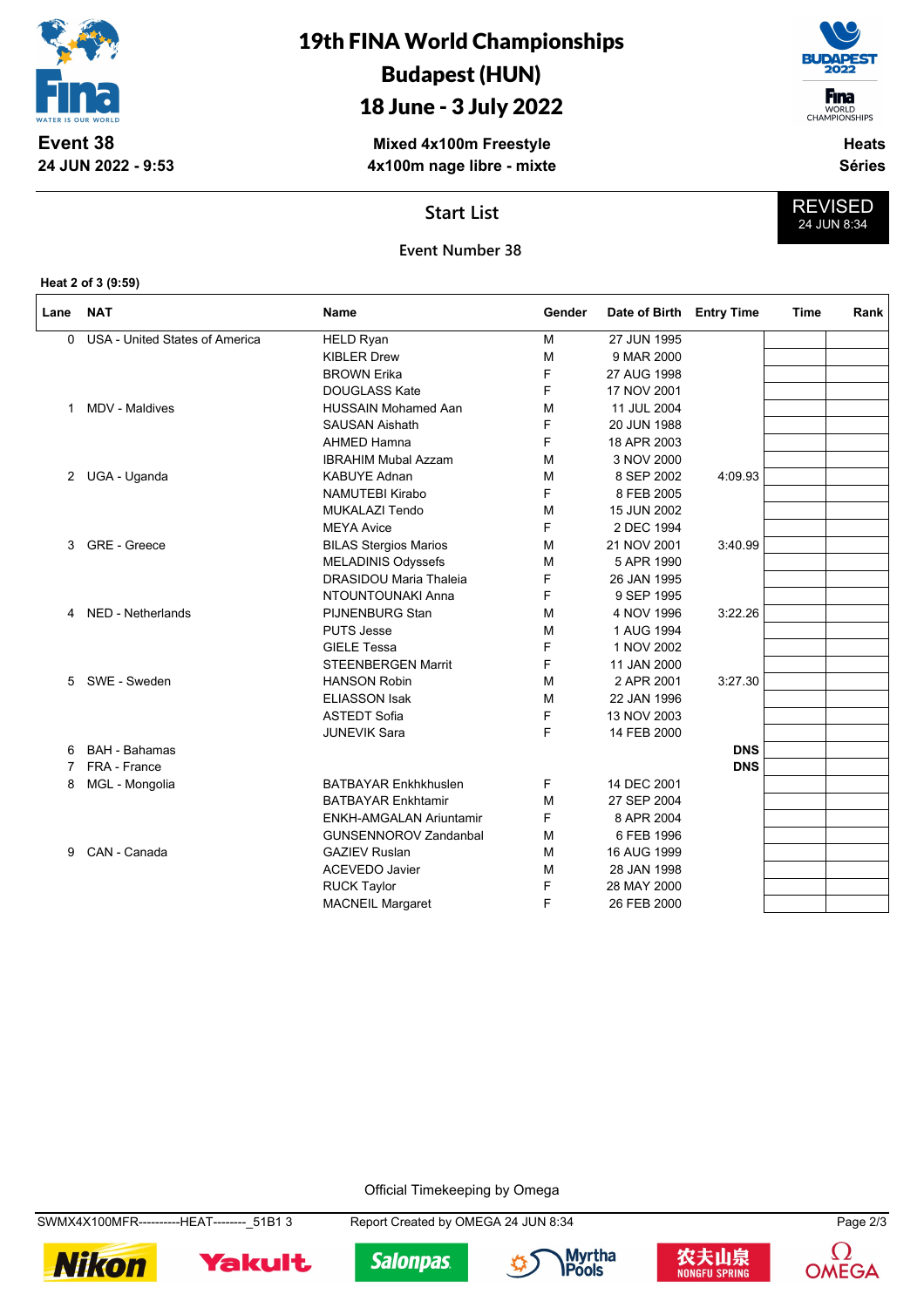# 19th FINA World Championships
## Budapest (HUN)
## 18 June - 3 July 2022

**Event 38**
**24 JUN 2022 - 9:53**

**Mixed 4x100m Freestyle**
**4x100m nage libre - mixte**

**Heats**
**Séries**

### Start List

REVISED
24 JUN 8:34

**Event Number 38**

**Heat 2 of 3 (9:59)**

| Lane | NAT | Name | Gender | Date of Birth | Entry Time | Time | Rank |
|---|---|---|---|---|---|---|---|
| 0 | USA - United States of America | HELD Ryan | M | 27 JUN 1995 | | | |
| | | KIBLER Drew | M | 9 MAR 2000 | | | |
| | | BROWN Erika | F | 27 AUG 1998 | | | |
| | | DOUGLASS Kate | F | 17 NOV 2001 | | | |
| 1 | MDV - Maldives | HUSSAIN Mohamed Aan | M | 11 JUL 2004 | | | |
| | | SAUSAN Aishath | F | 20 JUN 1988 | | | |
| | | AHMED Hamna | F | 18 APR 2003 | | | |
| | | IBRAHIM Mubal Azzam | M | 3 NOV 2000 | | | |
| 2 | UGA - Uganda | KABUYE Adnan | M | 8 SEP 2002 | 4:09.93 | | |
| | | NAMUTEBI Kirabo | F | 8 FEB 2005 | | | |
| | | MUKALAZI Tendo | M | 15 JUN 2002 | | | |
| | | MEYA Avice | F | 2 DEC 1994 | | | |
| 3 | GRE - Greece | BILAS Stergios Marios | M | 21 NOV 2001 | 3:40.99 | | |
| | | MELADINIS Odyssefs | M | 5 APR 1990 | | | |
| | | DRASIDOU Maria Thaleia | F | 26 JAN 1995 | | | |
| | | NTOUNTOUNAKI Anna | F | 9 SEP 1995 | | | |
| 4 | NED - Netherlands | PIJNENBURG Stan | M | 4 NOV 1996 | 3:22.26 | | |
| | | PUTS Jesse | M | 1 AUG 1994 | | | |
| | | GIELE Tessa | F | 1 NOV 2002 | | | |
| | | STEENBERGEN Marrit | F | 11 JAN 2000 | | | |
| 5 | SWE - Sweden | HANSON Robin | M | 2 APR 2001 | 3:27.30 | | |
| | | ELIASSON Isak | M | 22 JAN 1996 | | | |
| | | ASTEDT Sofia | F | 13 NOV 2003 | | | |
| | | JUNEVIK Sara | F | 14 FEB 2000 | | | |
| 6 | BAH - Bahamas | | | | **DNS** | | |
| 7 | FRA - France | | | | **DNS** | | |
| 8 | MGL - Mongolia | BATBAYAR Enkhkhuslen | F | 14 DEC 2001 | | | |
| | | BATBAYAR Enkhtamir | M | 27 SEP 2004 | | | |
| | | ENKH-AMGALAN Ariuntamir | F | 8 APR 2004 | | | |
| | | GUNSENNOROV Zandanbal | M | 6 FEB 1996 | | | |
| 9 | CAN - Canada | GAZIEV Ruslan | M | 16 AUG 1999 | | | |
| | | ACEVEDO Javier | M | 28 JAN 1998 | | | |
| | | RUCK Taylor | F | 28 MAY 2000 | | | |
| | | MACNEIL Margaret | F | 26 FEB 2000 | | | |

Official Timekeeping by Omega

SWMX4X100MFR----------HEAT--------_51B1 3 Report Created by OMEGA 24 JUN 8:34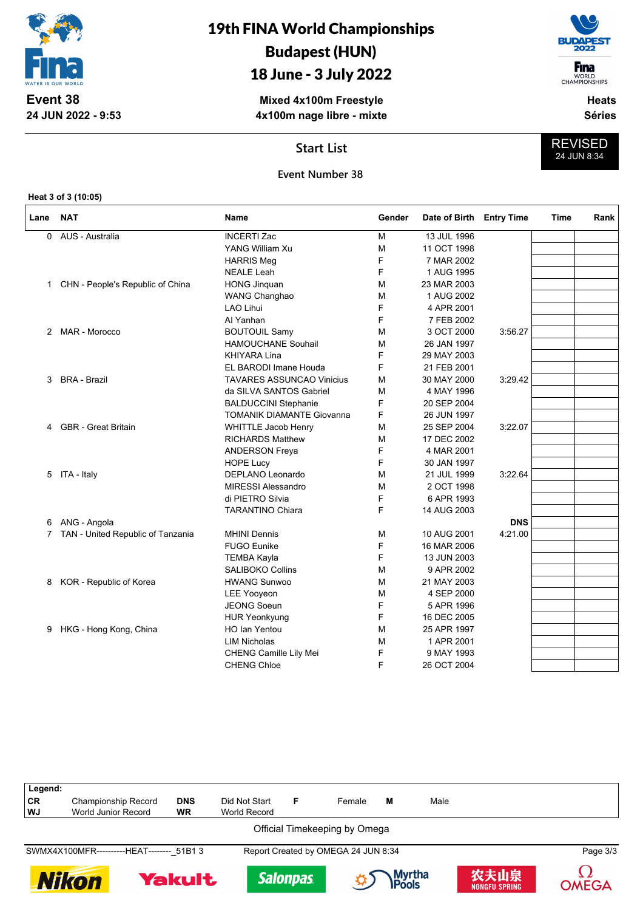# 19th FINA World Championships
# Budapest (HUN)
# 18 June - 3 July 2022

**Event 38**
**24 JUN 2022 - 9:53**

**Mixed 4x100m Freestyle**
**4x100m nage libre - mixte**

**Heats**
**Séries**

## Start List

**REVISED** 24 JUN 8:34

**Event Number 38**

**Heat 3 of 3 (10:05)**

| Lane | NAT | Name | Gender | Date of Birth | Entry Time | Time | Rank |
|---|---|---|---|---|---|---|---|
| 0 | AUS - Australia | INCERTI Zac | M | 13 JUL 1996 | | | |
| | | YANG William Xu | M | 11 OCT 1998 | | | |
| | | HARRIS Meg | F | 7 MAR 2002 | | | |
| | | NEALE Leah | F | 1 AUG 1995 | | | |
| 1 | CHN - People's Republic of China | HONG Jinquan | M | 23 MAR 2003 | | | |
| | | WANG Changhao | M | 1 AUG 2002 | | | |
| | | LAO Lihui | F | 4 APR 2001 | | | |
| | | AI Yanhan | F | 7 FEB 2002 | | | |
| 2 | MAR - Morocco | BOUTOUIL Samy | M | 3 OCT 2000 | 3:56.27 | | |
| | | HAMOUCHANE Souhail | M | 26 JAN 1997 | | | |
| | | KHIYARA Lina | F | 29 MAY 2003 | | | |
| | | EL BARODI Imane Houda | F | 21 FEB 2001 | | | |
| 3 | BRA - Brazil | TAVARES ASSUNCAO Vinicius | M | 30 MAY 2000 | 3:29.42 | | |
| | | da SILVA SANTOS Gabriel | M | 4 MAY 1996 | | | |
| | | BALDUCCINI Stephanie | F | 20 SEP 2004 | | | |
| | | TOMANIK DIAMANTE Giovanna | F | 26 JUN 1997 | | | |
| 4 | GBR - Great Britain | WHITTLE Jacob Henry | M | 25 SEP 2004 | 3:22.07 | | |
| | | RICHARDS Matthew | M | 17 DEC 2002 | | | |
| | | ANDERSON Freya | F | 4 MAR 2001 | | | |
| | | HOPE Lucy | F | 30 JAN 1997 | | | |
| 5 | ITA - Italy | DEPLANO Leonardo | M | 21 JUL 1999 | 3:22.64 | | |
| | | MIRESSI Alessandro | M | 2 OCT 1998 | | | |
| | | di PIETRO Silvia | F | 6 APR 1993 | | | |
| | | TARANTINO Chiara | F | 14 AUG 2003 | | | |
| 6 | ANG - Angola | | | | **DNS** | | |
| 7 | TAN - United Republic of Tanzania | MHINI Dennis | M | 10 AUG 2001 | 4:21.00 | | |
| | | FUGO Eunike | F | 16 MAR 2006 | | | |
| | | TEMBA Kayla | F | 13 JUN 2003 | | | |
| | | SALIBOKO Collins | M | 9 APR 2002 | | | |
| 8 | KOR - Republic of Korea | HWANG Sunwoo | M | 21 MAY 2003 | | | |
| | | LEE Yooyeon | M | 4 SEP 2000 | | | |
| | | JEONG Soeun | F | 5 APR 1996 | | | |
| | | HUR Yeonkyung | F | 16 DEC 2005 | | | |
| 9 | HKG - Hong Kong, China | HO Ian Yentou | M | 25 APR 1997 | | | |
| | | LIM Nicholas | M | 1 APR 2001 | | | |
| | | CHENG Camille Lily Mei | F | 9 MAY 1993 | | | |
| | | CHENG Chloe | F | 26 OCT 2004 | | | |

**Legend:**

| | | | | | | | |
|---|---|---|---|---|---|---|---|
| **CR** | Championship Record | **DNS** | Did Not Start | **F** | Female | **M** | Male |
| **WJ** | World Junior Record | **WR** | World Record | | | | |

Official Timekeeping by Omega

SWMX4X100MFR----------HEAT--------_51B1 3 Report Created by OMEGA 24 JUN 8:34